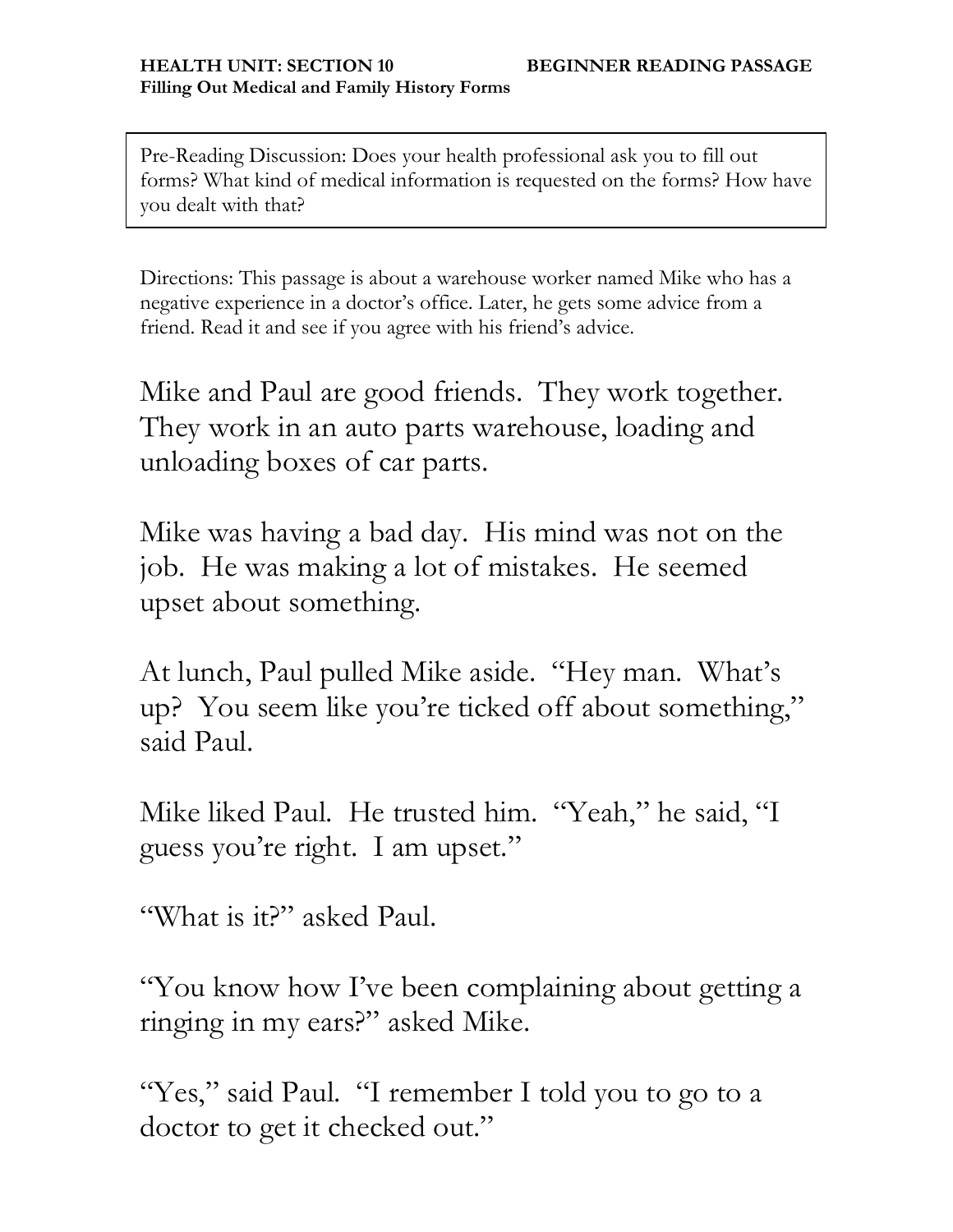**HEALTH UNIT: SECTION 10** **BEGINNER READING PASSAGE**

**Filling Out Medical and Family History Forms**

Pre-Reading Discussion: Does your health professional ask you to fill out forms? What kind of medical information is requested on the forms? How have you dealt with that?

Directions: This passage is about a warehouse worker named Mike who has a negative experience in a doctor's office. Later, he gets some advice from a friend. Read it and see if you agree with his friend's advice.

Mike and Paul are good friends. They work together. They work in an auto parts warehouse, loading and unloading boxes of car parts.

Mike was having a bad day. His mind was not on the job. He was making a lot of mistakes. He seemed upset about something.

At lunch, Paul pulled Mike aside. "Hey man. What's up? You seem like you're ticked off about something," said Paul.

Mike liked Paul. He trusted him. "Yeah," he said, "I guess you're right. I am upset."

"What is it?" asked Paul.

"You know how I've been complaining about getting a ringing in my ears?" asked Mike.

"Yes," said Paul. "I remember I told you to go to a doctor to get it checked out."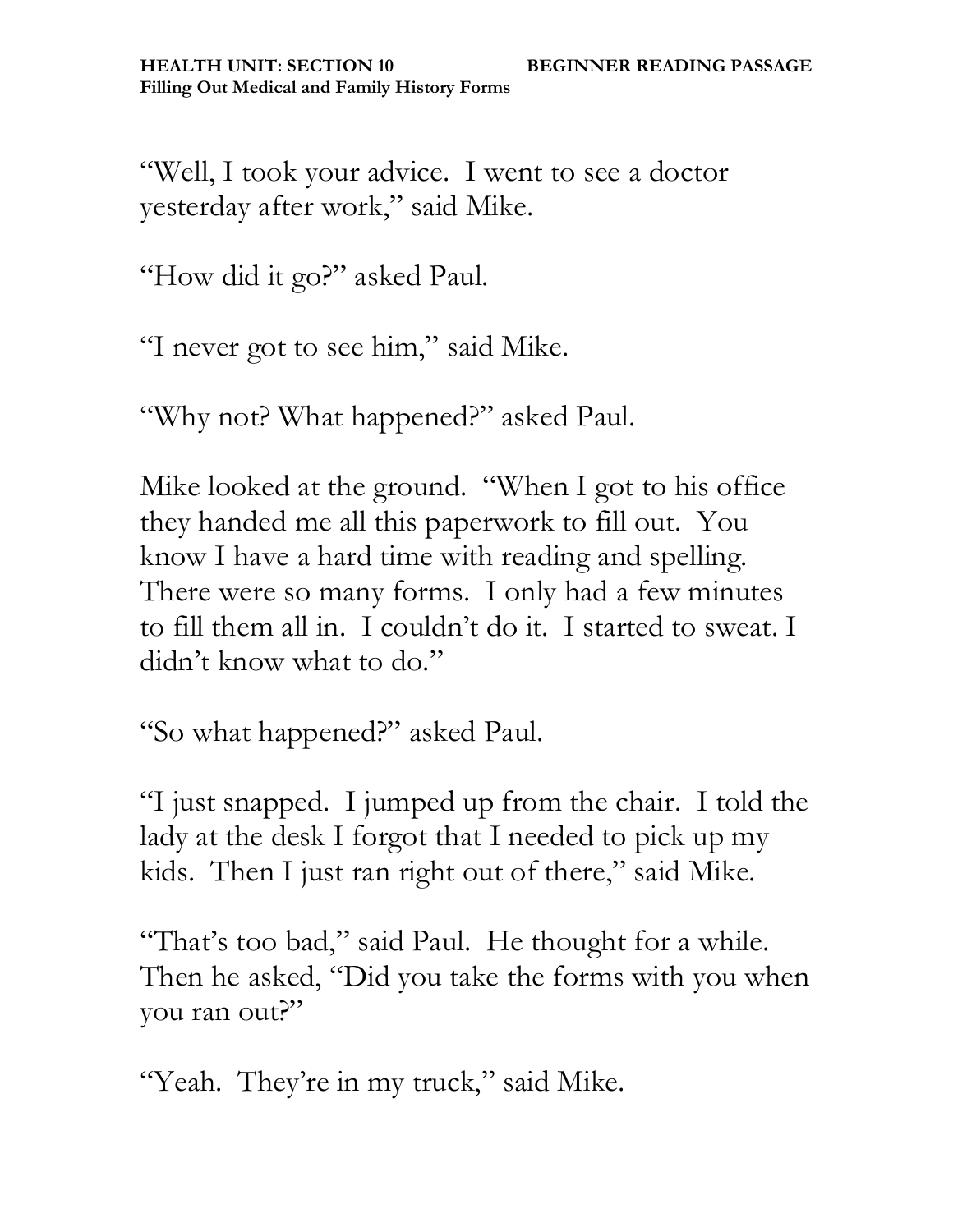"Well, I took your advice. I went to see a doctor yesterday after work," said Mike.

"How did it go?" asked Paul.

"I never got to see him," said Mike.

"Why not? What happened?" asked Paul.

Mike looked at the ground. "When I got to his office they handed me all this paperwork to fill out. You know I have a hard time with reading and spelling. There were so many forms. I only had a few minutes to fill them all in. I couldn't do it. I started to sweat. I didn't know what to do."

"So what happened?" asked Paul.

"I just snapped. I jumped up from the chair. I told the lady at the desk I forgot that I needed to pick up my kids. Then I just ran right out of there," said Mike.

"That's too bad," said Paul. He thought for a while. Then he asked, "Did you take the forms with you when you ran out?"

"Yeah. They're in my truck," said Mike.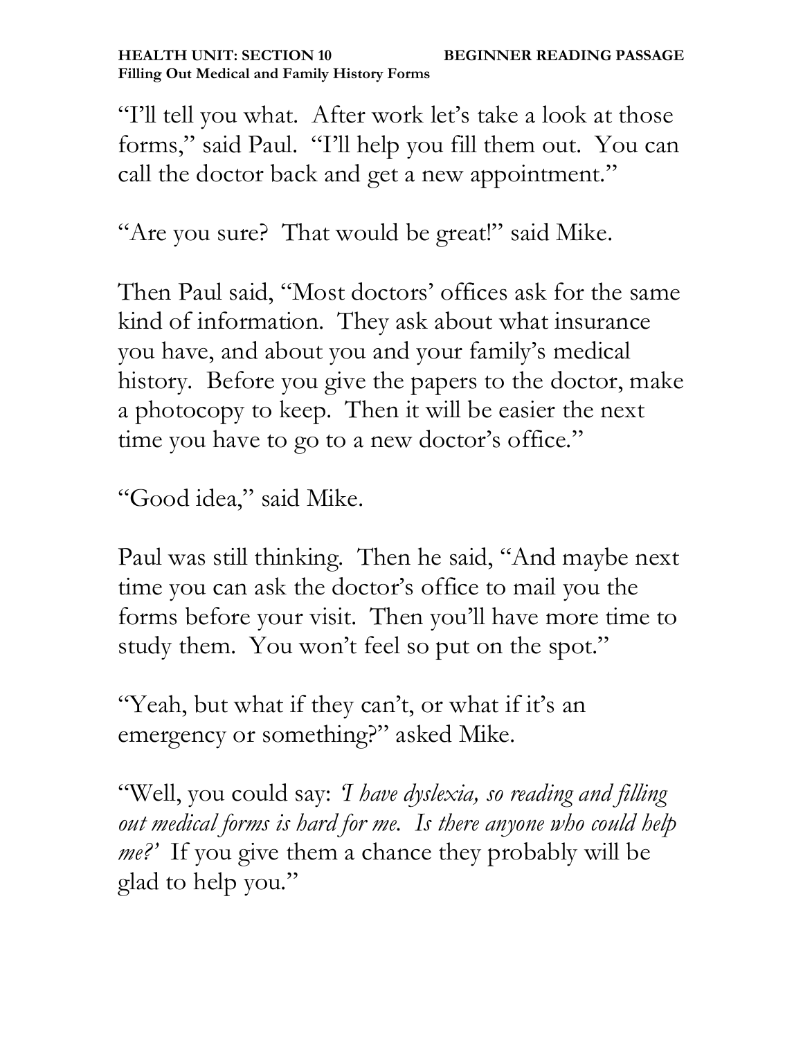"I'll tell you what. After work let's take a look at those forms," said Paul. "I'll help you fill them out. You can call the doctor back and get a new appointment."

"Are you sure? That would be great!" said Mike.

Then Paul said, "Most doctors' offices ask for the same kind of information. They ask about what insurance you have, and about you and your family's medical history. Before you give the papers to the doctor, make a photocopy to keep. Then it will be easier the next time you have to go to a new doctor's office."

"Good idea," said Mike.

Paul was still thinking. Then he said, "And maybe next time you can ask the doctor's office to mail you the forms before your visit. Then you'll have more time to study them. You won't feel so put on the spot."

"Yeah, but what if they can't, or what if it's an emergency or something?" asked Mike.

"Well, you could say: *'I have dyslexia, so reading and filling out medical forms is hard for me. Is there anyone who could help me?'* If you give them a chance they probably will be glad to help you."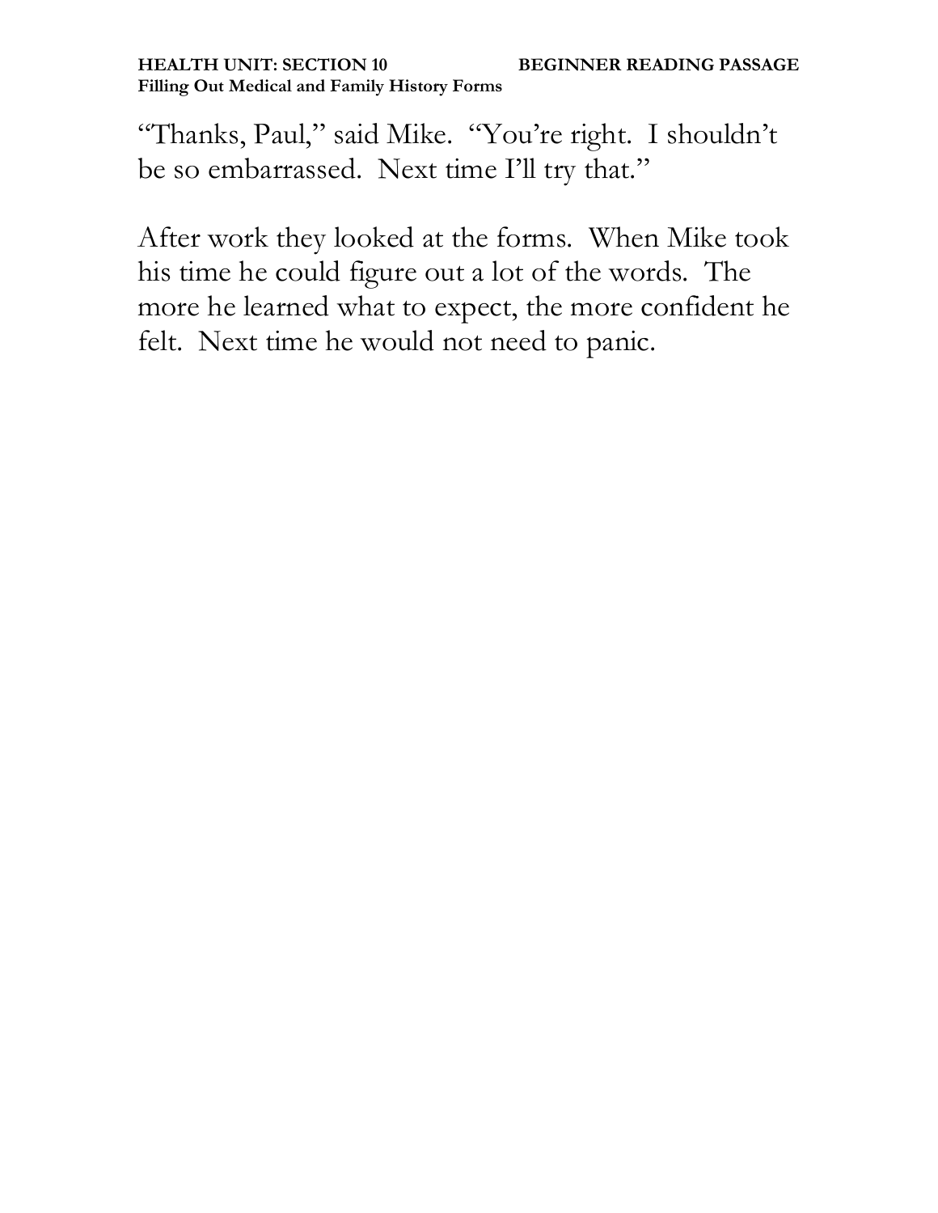"Thanks, Paul," said Mike. "You're right. I shouldn't be so embarrassed. Next time I'll try that."

After work they looked at the forms. When Mike took his time he could figure out a lot of the words. The more he learned what to expect, the more confident he felt. Next time he would not need to panic.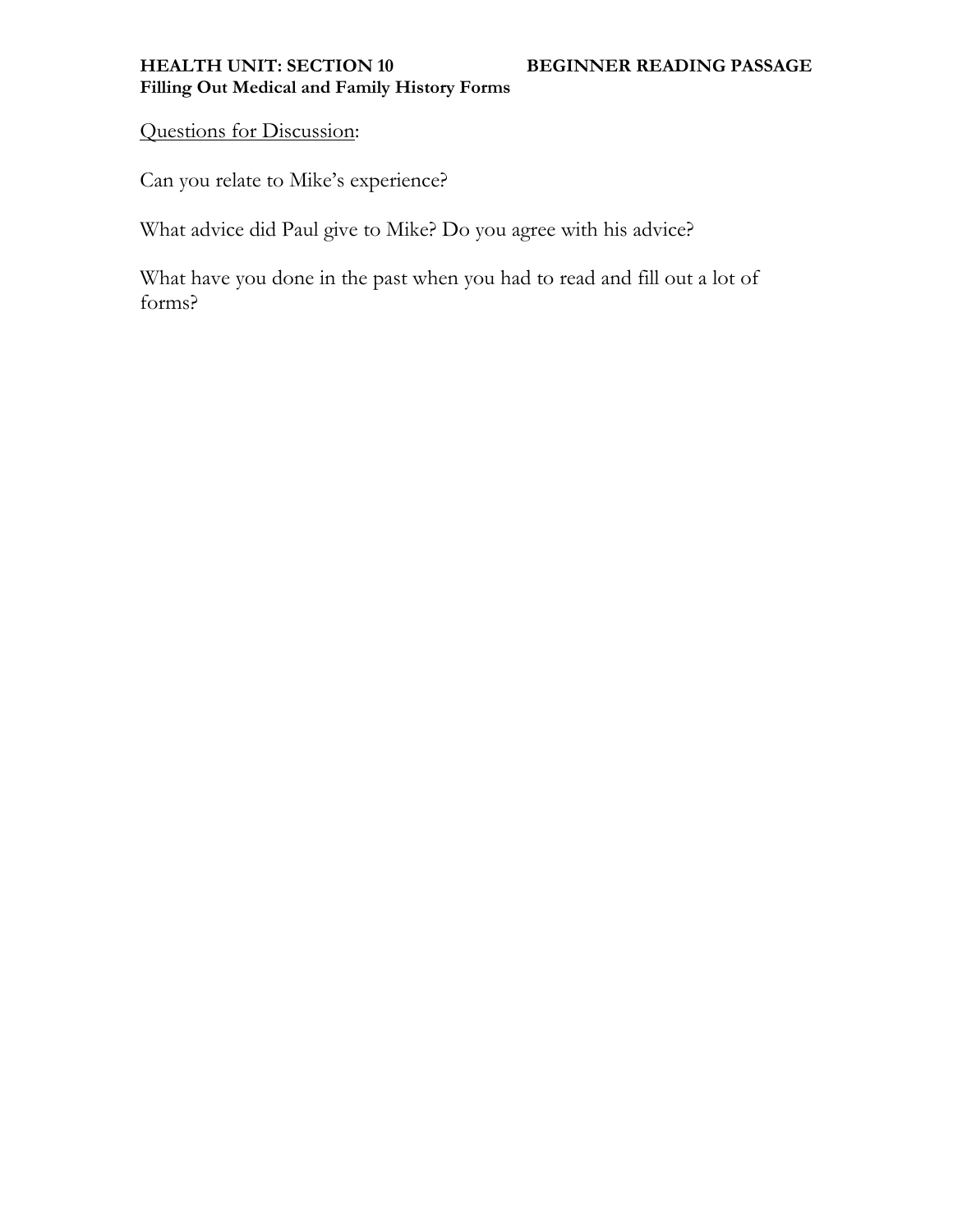Questions for Discussion:

Can you relate to Mike's experience?

What advice did Paul give to Mike? Do you agree with his advice?

What have you done in the past when you had to read and fill out a lot of forms?